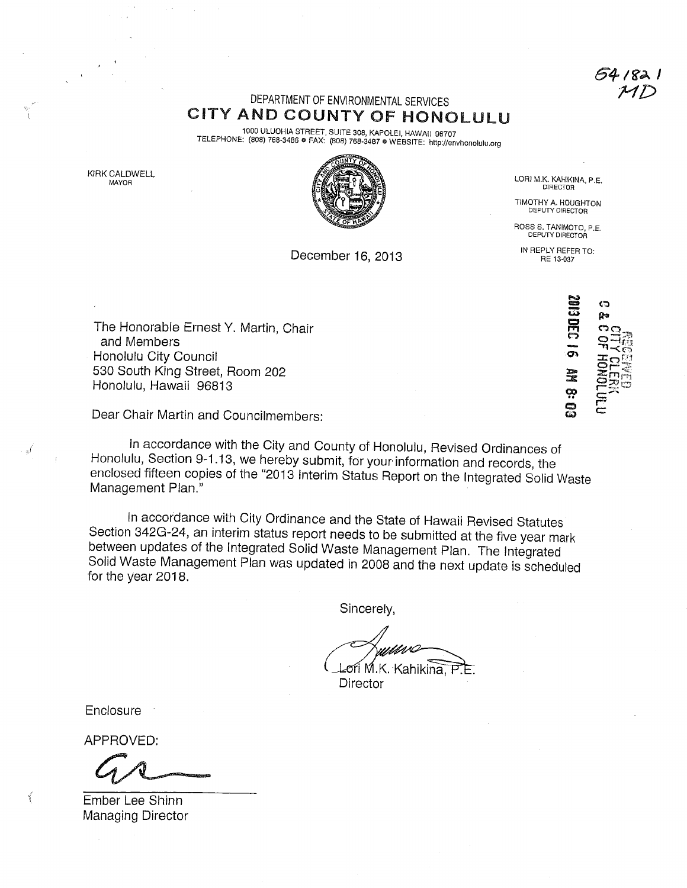64182 1
MD

DEPARTMENT OF ENVIRONMENTAL SERVICES

# CITY AND COUNTY OF HONOLULU

1000 ULUOHIA STREET, SUITE 308, KAPOLEI, HAWAII 96707
TELEPHONE: (808) 768-3486 • FAX: (808) 768-3487 • WEBSITE: http://envhonolulu.org

KIRK CALDWELL
MAYOR

LORI M.K. KAHIKINA, P.E.
DIRECTOR

TIMOTHY A. HOUGHTON
DEPUTY DIRECTOR

ROSS S. TANIMOTO, P.E.
DEPUTY DIRECTOR

IN REPLY REFER TO:
RE 13-037

December 16, 2013

RECEIVED
CITY CLERK
C & C OF HONOLULU
2013 DEC 16 AM 8:03

The Honorable Ernest Y. Martin, Chair
and Members
Honolulu City Council
530 South King Street, Room 202
Honolulu, Hawaii 96813

Dear Chair Martin and Councilmembers:

In accordance with the City and County of Honolulu, Revised Ordinances of Honolulu, Section 9-1.13, we hereby submit, for your information and records, the enclosed fifteen copies of the "2013 Interim Status Report on the Integrated Solid Waste Management Plan."

In accordance with City Ordinance and the State of Hawaii Revised Statutes Section 342G-24, an interim status report needs to be submitted at the five year mark between updates of the Integrated Solid Waste Management Plan. The Integrated Solid Waste Management Plan was updated in 2008 and the next update is scheduled for the year 2018.

Sincerely,

Lori M.K. Kahikina, P.E.
Director

Enclosure

APPROVED:

Ember Lee Shinn
Managing Director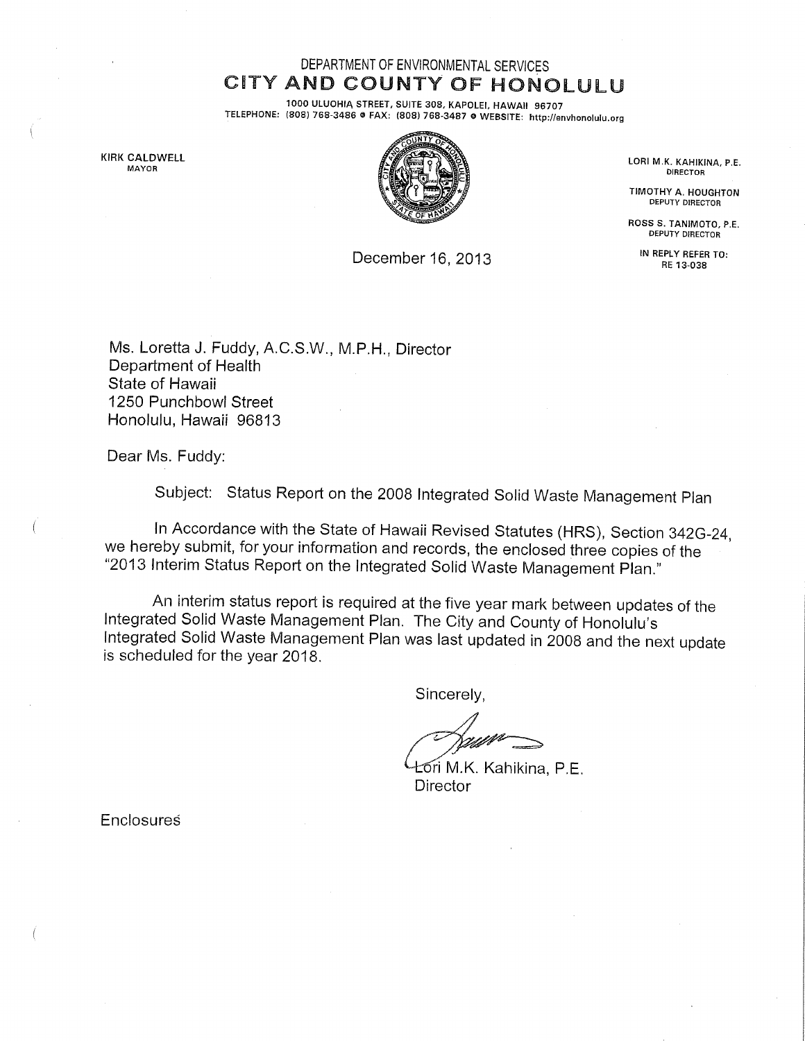DEPARTMENT OF ENVIRONMENTAL SERVICES

# CITY AND COUNTY OF HONOLULU

1000 ULUOHIA STREET, SUITE 308, KAPOLEI, HAWAII 96707
TELEPHONE: (808) 768-3486 • FAX: (808) 768-3487 • WEBSITE: http://envhonolulu.org

KIRK CALDWELL
MAYOR

LORI M.K. KAHIKINA, P.E.
DIRECTOR

TIMOTHY A. HOUGHTON
DEPUTY DIRECTOR

ROSS S. TANIMOTO, P.E.
DEPUTY DIRECTOR

IN REPLY REFER TO:
RE 13-038

December 16, 2013

Ms. Loretta J. Fuddy, A.C.S.W., M.P.H., Director
Department of Health
State of Hawaii
1250 Punchbowl Street
Honolulu, Hawaii 96813

Dear Ms. Fuddy:

Subject: Status Report on the 2008 Integrated Solid Waste Management Plan

In Accordance with the State of Hawaii Revised Statutes (HRS), Section 342G-24, we hereby submit, for your information and records, the enclosed three copies of the "2013 Interim Status Report on the Integrated Solid Waste Management Plan."

An interim status report is required at the five year mark between updates of the Integrated Solid Waste Management Plan. The City and County of Honolulu's Integrated Solid Waste Management Plan was last updated in 2008 and the next update is scheduled for the year 2018.

Sincerely,

Lori M.K. Kahikina, P.E.
Director

Enclosures